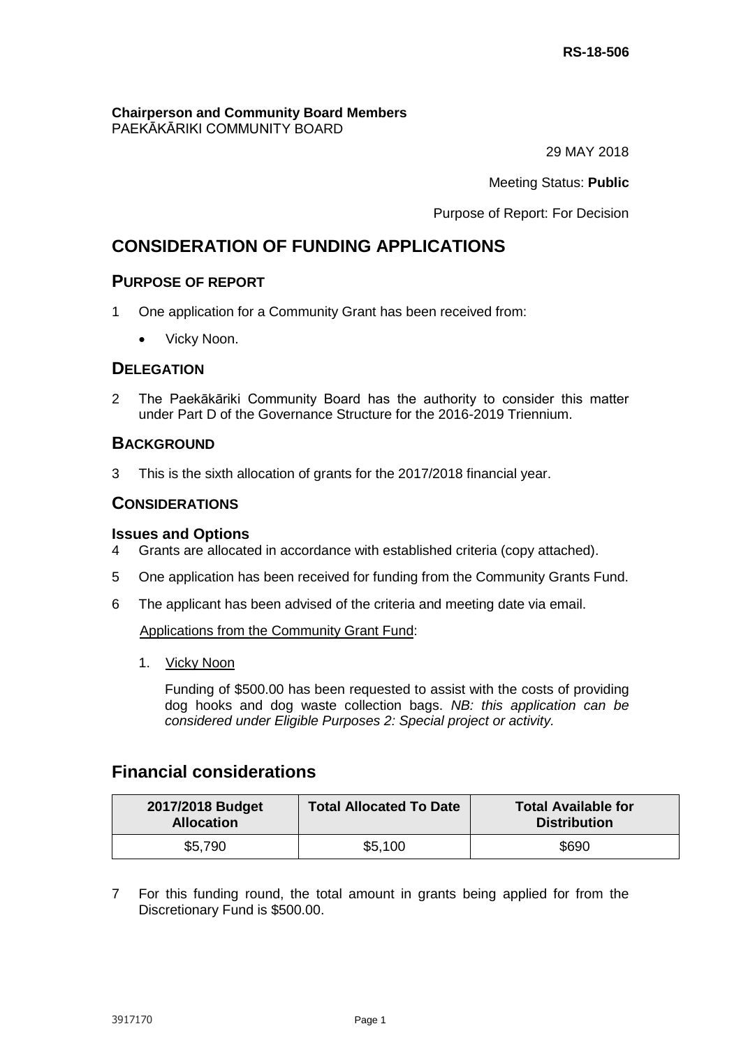RS-18-506

**Chairperson and Community Board Members**
PAEKĀKĀRIKI COMMUNITY BOARD

29 MAY 2018

Meeting Status: **Public**

Purpose of Report: For Decision

# CONSIDERATION OF FUNDING APPLICATIONS

## PURPOSE OF REPORT

1 One application for a Community Grant has been received from:

- Vicky Noon.

## DELEGATION

2 The Paekākāriki Community Board has the authority to consider this matter under Part D of the Governance Structure for the 2016-2019 Triennium.

## BACKGROUND

3 This is the sixth allocation of grants for the 2017/2018 financial year.

## CONSIDERATIONS

### Issues and Options

4 Grants are allocated in accordance with established criteria (copy attached).

5 One application has been received for funding from the Community Grants Fund.

6 The applicant has been advised of the criteria and meeting date via email.

Applications from the Community Grant Fund:

1. Vicky Noon

   Funding of $500.00 has been requested to assist with the costs of providing dog hooks and dog waste collection bags. *NB: this application can be considered under Eligible Purposes 2: Special project or activity.*

## Financial considerations

| 2017/2018 Budget Allocation | Total Allocated To Date | Total Available for Distribution |
|---|---|---|
| $5,790 | $5,100 | $690 |

7 For this funding round, the total amount in grants being applied for from the Discretionary Fund is $500.00.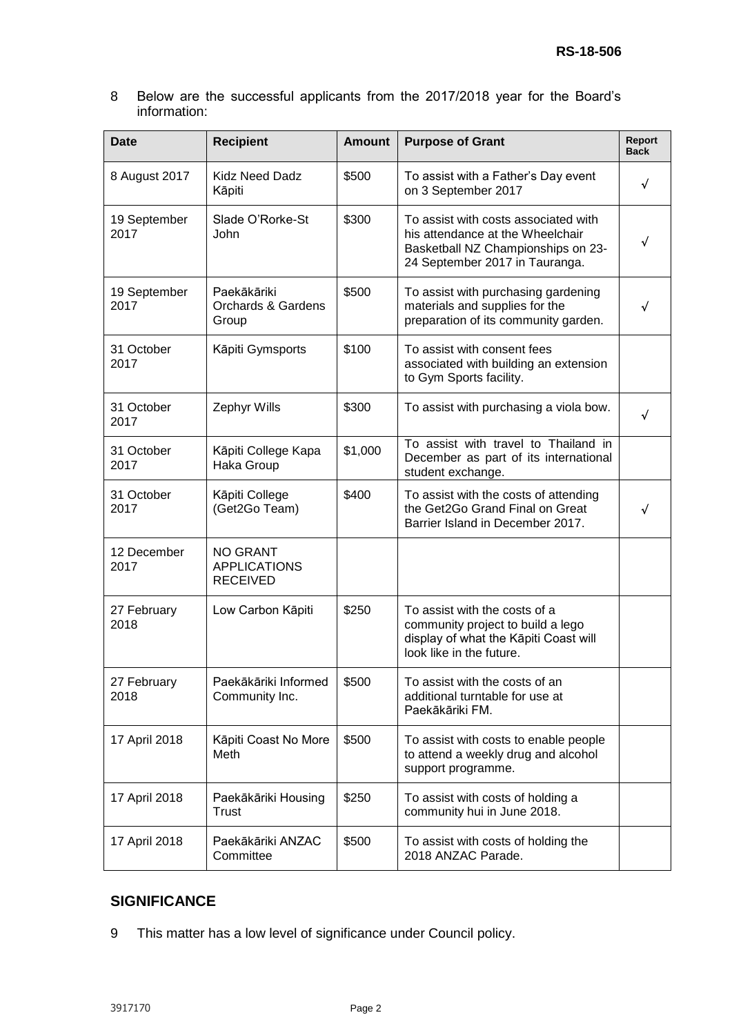8 Below are the successful applicants from the 2017/2018 year for the Board's information:

| Date | Recipient | Amount | Purpose of Grant | Report Back |
|---|---|---|---|---|
| 8 August 2017 | Kidz Need Dadz Kāpiti | $500 | To assist with a Father's Day event on 3 September 2017 | √ |
| 19 September 2017 | Slade O'Rorke-St John | $300 | To assist with costs associated with his attendance at the Wheelchair Basketball NZ Championships on 23-24 September 2017 in Tauranga. | √ |
| 19 September 2017 | Paekākāriki Orchards & Gardens Group | $500 | To assist with purchasing gardening materials and supplies for the preparation of its community garden. | √ |
| 31 October 2017 | Kāpiti Gymsports | $100 | To assist with consent fees associated with building an extension to Gym Sports facility. | |
| 31 October 2017 | Zephyr Wills | $300 | To assist with purchasing a viola bow. | √ |
| 31 October 2017 | Kāpiti College Kapa Haka Group | $1,000 | To assist with travel to Thailand in December as part of its international student exchange. | |
| 31 October 2017 | Kāpiti College (Get2Go Team) | $400 | To assist with the costs of attending the Get2Go Grand Final on Great Barrier Island in December 2017. | √ |
| 12 December 2017 | NO GRANT APPLICATIONS RECEIVED | | | |
| 27 February 2018 | Low Carbon Kāpiti | $250 | To assist with the costs of a community project to build a lego display of what the Kāpiti Coast will look like in the future. | |
| 27 February 2018 | Paekākāriki Informed Community Inc. | $500 | To assist with the costs of an additional turntable for use at Paekākāriki FM. | |
| 17 April 2018 | Kāpiti Coast No More Meth | $500 | To assist with costs to enable people to attend a weekly drug and alcohol support programme. | |
| 17 April 2018 | Paekākāriki Housing Trust | $250 | To assist with costs of holding a community hui in June 2018. | |
| 17 April 2018 | Paekākāriki ANZAC Committee | $500 | To assist with costs of holding the 2018 ANZAC Parade. | |

## SIGNIFICANCE

9 This matter has a low level of significance under Council policy.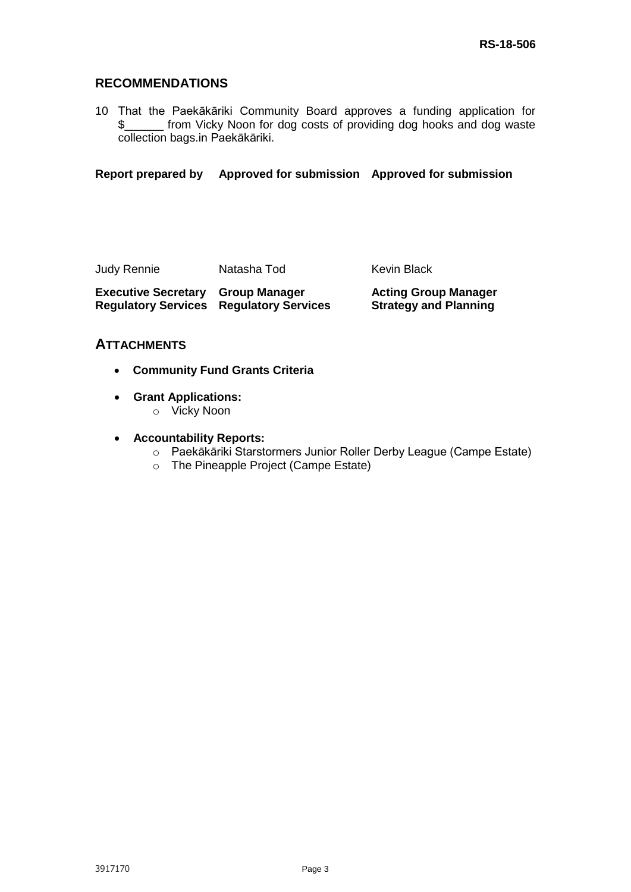## RECOMMENDATIONS

10 That the Paekākāriki Community Board approves a funding application for $______ from Vicky Noon for dog costs of providing dog hooks and dog waste collection bags.in Paekākāriki.

| Report prepared by | Approved for submission | Approved for submission |
|---|---|---|
| Judy Rennie | Natasha Tod | Kevin Black |
| **Executive Secretary Regulatory Services** | **Group Manager Regulatory Services** | **Acting Group Manager Strategy and Planning** |

## ATTACHMENTS

- **Community Fund Grants Criteria**
- **Grant Applications:**
  - Vicky Noon
- **Accountability Reports:**
  - Paekākāriki Starstormers Junior Roller Derby League (Campe Estate)
  - The Pineapple Project (Campe Estate)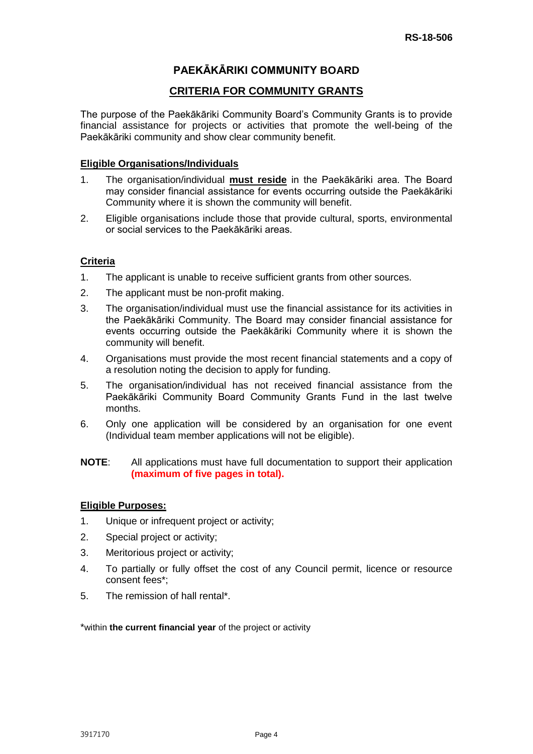RS-18-506

# PAEKĀKĀRIKI COMMUNITY BOARD

## CRITERIA FOR COMMUNITY GRANTS

The purpose of the Paekākāriki Community Board's Community Grants is to provide financial assistance for projects or activities that promote the well-being of the Paekākāriki community and show clear community benefit.

### Eligible Organisations/Individuals

1. The organisation/individual **must reside** in the Paekākāriki area. The Board may consider financial assistance for events occurring outside the Paekākāriki Community where it is shown the community will benefit.
2. Eligible organisations include those that provide cultural, sports, environmental or social services to the Paekākāriki areas.

### Criteria

1. The applicant is unable to receive sufficient grants from other sources.
2. The applicant must be non-profit making.
3. The organisation/individual must use the financial assistance for its activities in the Paekākāriki Community. The Board may consider financial assistance for events occurring outside the Paekākāriki Community where it is shown the community will benefit.
4. Organisations must provide the most recent financial statements and a copy of a resolution noting the decision to apply for funding.
5. The organisation/individual has not received financial assistance from the Paekākāriki Community Board Community Grants Fund in the last twelve months.
6. Only one application will be considered by an organisation for one event (Individual team member applications will not be eligible).

**NOTE**: All applications must have full documentation to support their application **(maximum of five pages in total).**

### Eligible Purposes:

1. Unique or infrequent project or activity;
2. Special project or activity;
3. Meritorious project or activity;
4. To partially or fully offset the cost of any Council permit, licence or resource consent fees*;
5. The remission of hall rental*.

*within **the current financial year** of the project or activity

3917170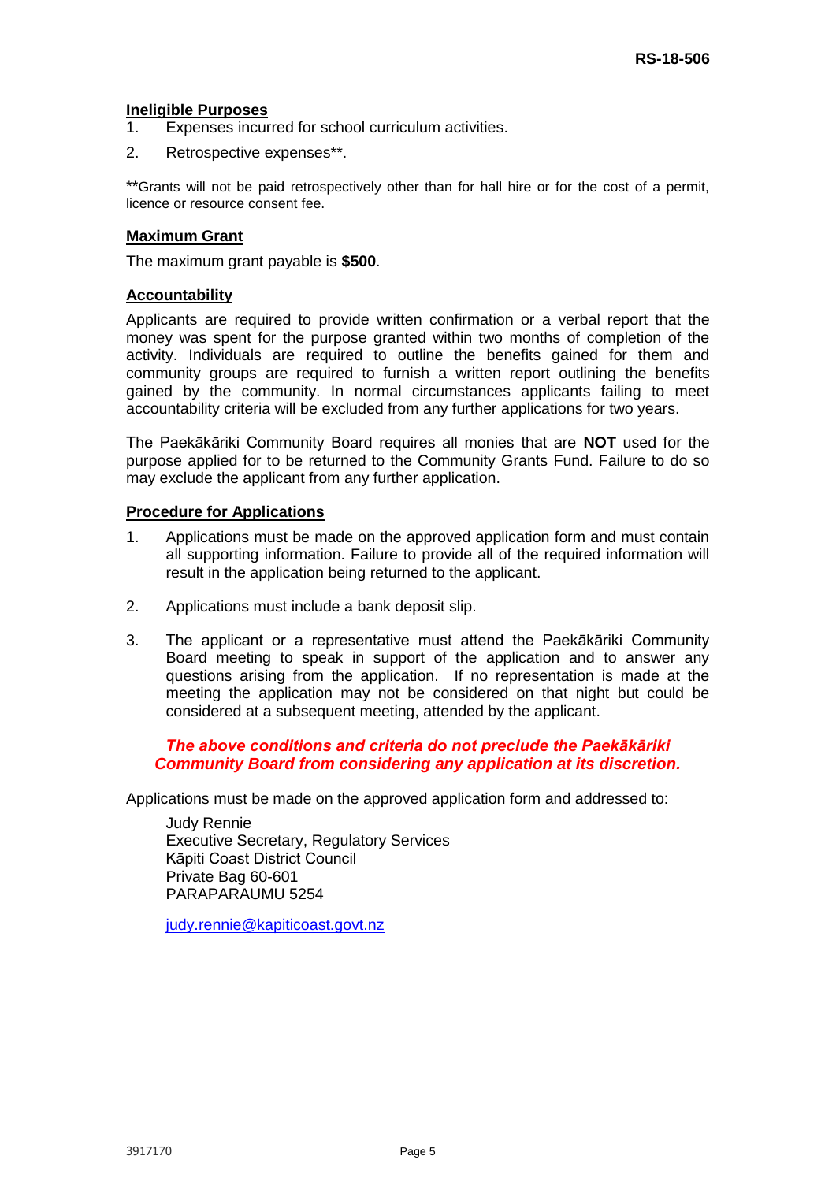### Ineligible Purposes

1. Expenses incurred for school curriculum activities.
2. Retrospective expenses**.

**Grants will not be paid retrospectively other than for hall hire or for the cost of a permit, licence or resource consent fee.

### Maximum Grant

The maximum grant payable is **$500**.

### Accountability

Applicants are required to provide written confirmation or a verbal report that the money was spent for the purpose granted within two months of completion of the activity. Individuals are required to outline the benefits gained for them and community groups are required to furnish a written report outlining the benefits gained by the community. In normal circumstances applicants failing to meet accountability criteria will be excluded from any further applications for two years.

The Paekākāriki Community Board requires all monies that are **NOT** used for the purpose applied for to be returned to the Community Grants Fund. Failure to do so may exclude the applicant from any further application.

### Procedure for Applications

1. Applications must be made on the approved application form and must contain all supporting information. Failure to provide all of the required information will result in the application being returned to the applicant.
2. Applications must include a bank deposit slip.
3. The applicant or a representative must attend the Paekākāriki Community Board meeting to speak in support of the application and to answer any questions arising from the application. If no representation is made at the meeting the application may not be considered on that night but could be considered at a subsequent meeting, attended by the applicant.

***The above conditions and criteria do not preclude the Paekākāriki Community Board from considering any application at its discretion.***

Applications must be made on the approved application form and addressed to:

Judy Rennie
Executive Secretary, Regulatory Services
Kāpiti Coast District Council
Private Bag 60-601
PARAPARAUMU 5254

judy.rennie@kapiticoast.govt.nz